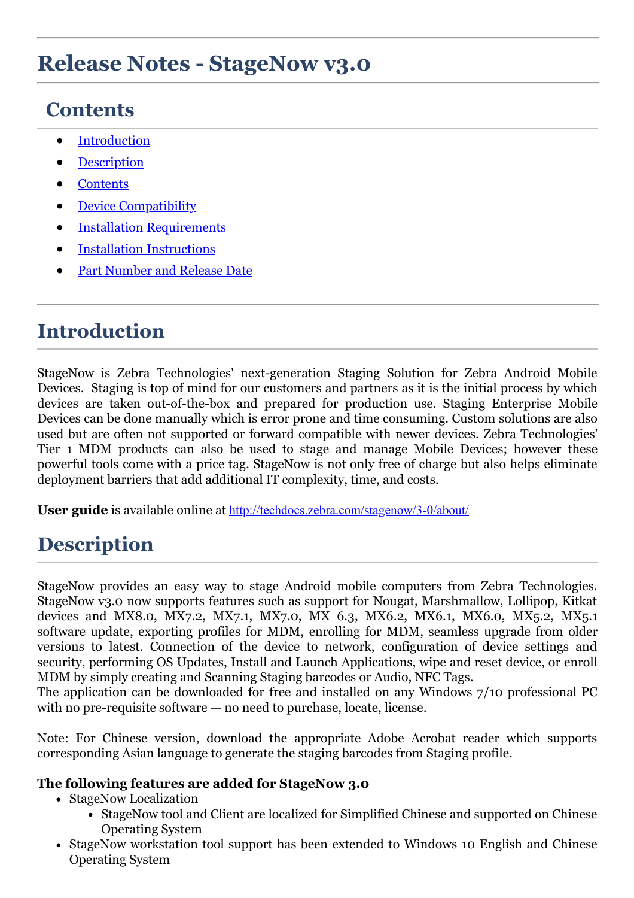# Release Notes - StageNow v3.0

## Contents

- [Introduction]
- [Description]
- [Contents]
- [Device Compatibility]
- [Installation Requirements]
- [Installation Instructions]
- [Part Number and Release Date]

# Introduction

StageNow is Zebra Technologies' next-generation Staging Solution for Zebra Android Mobile Devices. Staging is top of mind for our customers and partners as it is the initial process by which devices are taken out-of-the-box and prepared for production use. Staging Enterprise Mobile Devices can be done manually which is error prone and time consuming. Custom solutions are also used but are often not supported or forward compatible with newer devices. Zebra Technologies' Tier 1 MDM products can also be used to stage and manage Mobile Devices; however these powerful tools come with a price tag. StageNow is not only free of charge but also helps eliminate deployment barriers that add additional IT complexity, time, and costs.

**User guide** is available online at http://techdocs.zebra.com/stagenow/3-0/about/

# Description

StageNow provides an easy way to stage Android mobile computers from Zebra Technologies. StageNow v3.0 now supports features such as support for Nougat, Marshmallow, Lollipop, Kitkat devices and MX8.0, MX7.2, MX7.1, MX7.0, MX 6.3, MX6.2, MX6.1, MX6.0, MX5.2, MX5.1 software update, exporting profiles for MDM, enrolling for MDM, seamless upgrade from older versions to latest. Connection of the device to network, configuration of device settings and security, performing OS Updates, Install and Launch Applications, wipe and reset device, or enroll MDM by simply creating and Scanning Staging barcodes or Audio, NFC Tags.
The application can be downloaded for free and installed on any Windows 7/10 professional PC with no pre-requisite software — no need to purchase, locate, license.

Note: For Chinese version, download the appropriate Adobe Acrobat reader which supports corresponding Asian language to generate the staging barcodes from Staging profile.

**The following features are added for StageNow 3.0**

- StageNow Localization
  - StageNow tool and Client are localized for Simplified Chinese and supported on Chinese Operating System
- StageNow workstation tool support has been extended to Windows 10 English and Chinese Operating System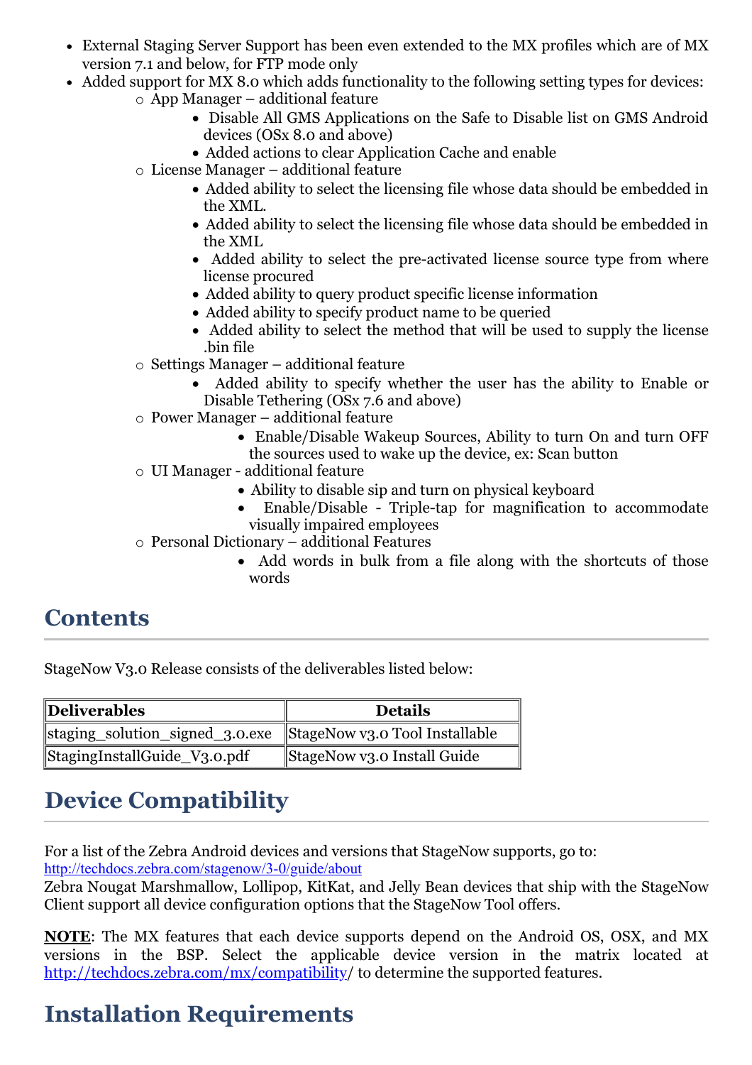- External Staging Server Support has been even extended to the MX profiles which are of MX version 7.1 and below, for FTP mode only
- Added support for MX 8.0 which adds functionality to the following setting types for devices:
  - App Manager – additional feature
    - Disable All GMS Applications on the Safe to Disable list on GMS Android devices (OSx 8.0 and above)
    - Added actions to clear Application Cache and enable
  - License Manager – additional feature
    - Added ability to select the licensing file whose data should be embedded in the XML.
    - Added ability to select the licensing file whose data should be embedded in the XML
    - Added ability to select the pre-activated license source type from where license procured
    - Added ability to query product specific license information
    - Added ability to specify product name to be queried
    - Added ability to select the method that will be used to supply the license .bin file
  - Settings Manager – additional feature
    - Added ability to specify whether the user has the ability to Enable or Disable Tethering (OSx 7.6 and above)
  - Power Manager – additional feature
    - Enable/Disable Wakeup Sources, Ability to turn On and turn OFF the sources used to wake up the device, ex: Scan button
  - UI Manager - additional feature
    - Ability to disable sip and turn on physical keyboard
    - Enable/Disable - Triple-tap for magnification to accommodate visually impaired employees
  - Personal Dictionary – additional Features
    - Add words in bulk from a file along with the shortcuts of those words

## Contents

StageNow V3.0 Release consists of the deliverables listed below:

| Deliverables | Details |
|---|---|
| staging_solution_signed_3.0.exe | StageNow v3.0 Tool Installable |
| StagingInstallGuide_V3.0.pdf | StageNow v3.0 Install Guide |

## Device Compatibility

For a list of the Zebra Android devices and versions that StageNow supports, go to: http://techdocs.zebra.com/stagenow/3-0/guide/about
Zebra Nougat Marshmallow, Lollipop, KitKat, and Jelly Bean devices that ship with the StageNow Client support all device configuration options that the StageNow Tool offers.

**NOTE**: The MX features that each device supports depend on the Android OS, OSX, and MX versions in the BSP. Select the applicable device version in the matrix located at http://techdocs.zebra.com/mx/compatibility/ to determine the supported features.

## Installation Requirements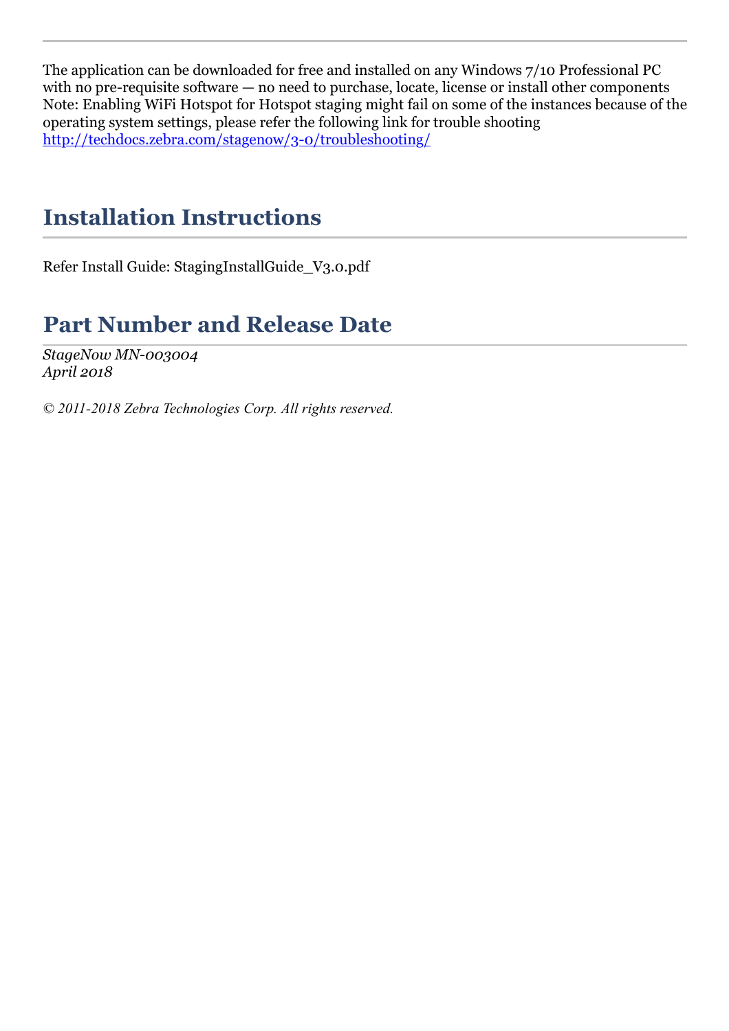The application can be downloaded for free and installed on any Windows 7/10 Professional PC with no pre-requisite software — no need to purchase, locate, license or install other components
Note: Enabling WiFi Hotspot for Hotspot staging might fail on some of the instances because of the operating system settings, please refer the following link for trouble shooting
[http://techdocs.zebra.com/stagenow/3-0/troubleshooting/](http://techdocs.zebra.com/stagenow/3-0/troubleshooting/)

## Installation Instructions

Refer Install Guide: StagingInstallGuide_V3.0.pdf

## Part Number and Release Date

*StageNow MN-003004*
*April 2018*

*© 2011-2018 Zebra Technologies Corp. All rights reserved.*